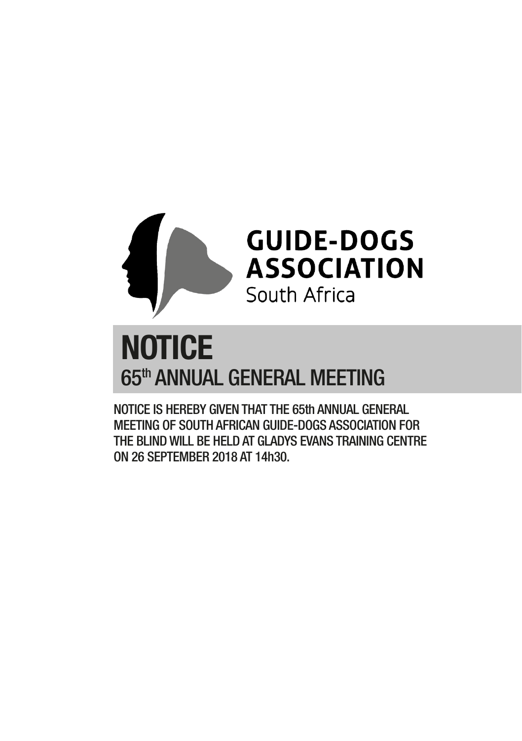GUIDE-DOGS ASSOCIATION
South Africa

# NOTICE

## 65th ANNUAL GENERAL MEETING

NOTICE IS HEREBY GIVEN THAT THE 65th ANNUAL GENERAL MEETING OF SOUTH AFRICAN GUIDE-DOGS ASSOCIATION FOR THE BLIND WILL BE HELD AT GLADYS EVANS TRAINING CENTRE ON 26 SEPTEMBER 2018 AT 14h30.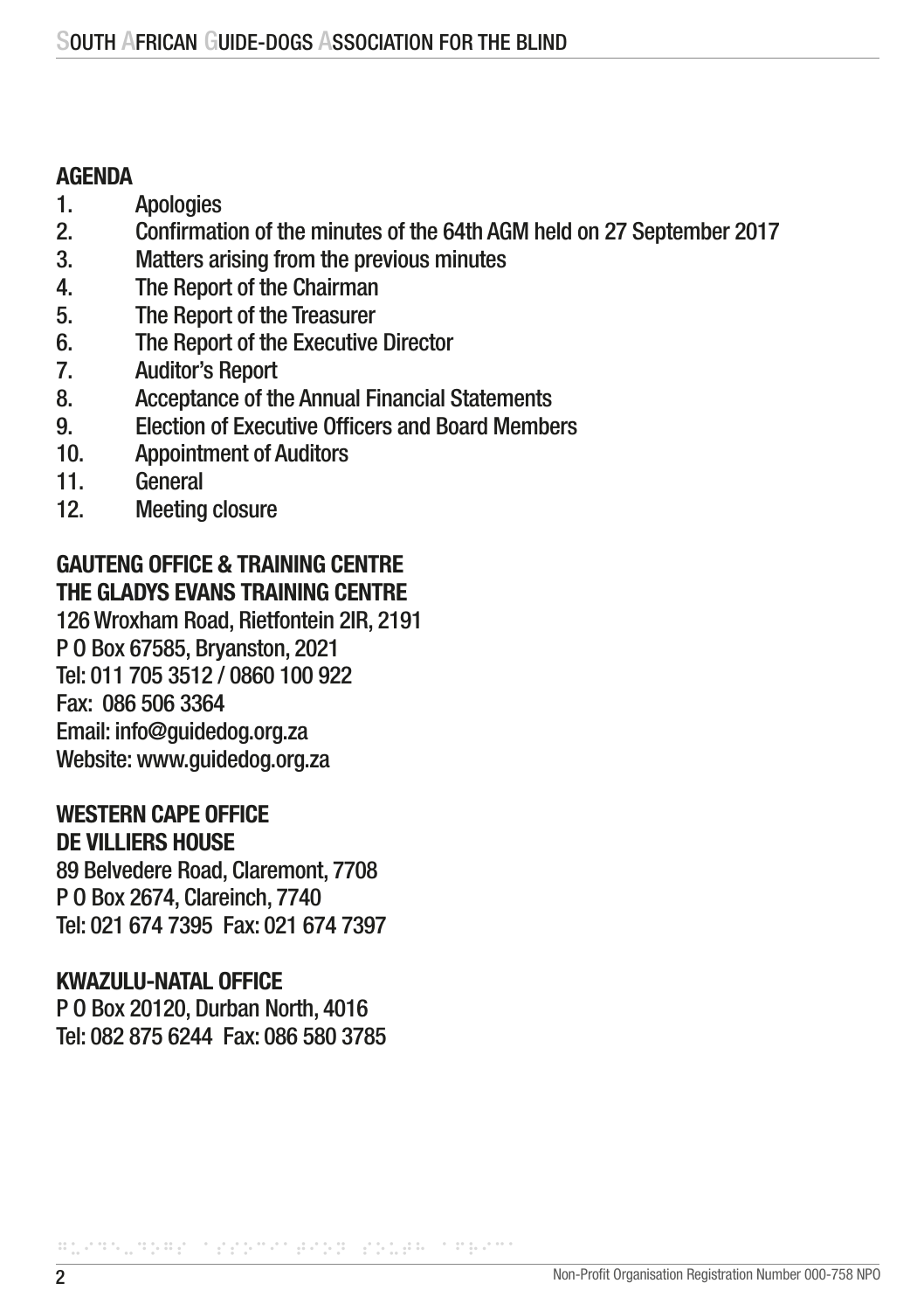## AGENDA

1. Apologies
2. Confirmation of the minutes of the 64th AGM held on 27 September 2017
3. Matters arising from the previous minutes
4. The Report of the Chairman
5. The Report of the Treasurer
6. The Report of the Executive Director
7. Auditor's Report
8. Acceptance of the Annual Financial Statements
9. Election of Executive Officers and Board Members
10. Appointment of Auditors
11. General
12. Meeting closure

## GAUTENG OFFICE & TRAINING CENTRE
## THE GLADYS EVANS TRAINING CENTRE

126 Wroxham Road, Rietfontein 2IR, 2191
P O Box 67585, Bryanston, 2021
Tel: 011 705 3512 / 0860 100 922
Fax: 086 506 3364
Email: info@guidedog.org.za
Website: www.guidedog.org.za

## WESTERN CAPE OFFICE
## DE VILLIERS HOUSE

89 Belvedere Road, Claremont, 7708
P O Box 2674, Clareinch, 7740
Tel: 021 674 7395 Fax: 021 674 7397

## KWAZULU-NATAL OFFICE

P O Box 20120, Durban North, 4016
Tel: 082 875 6244 Fax: 086 580 3785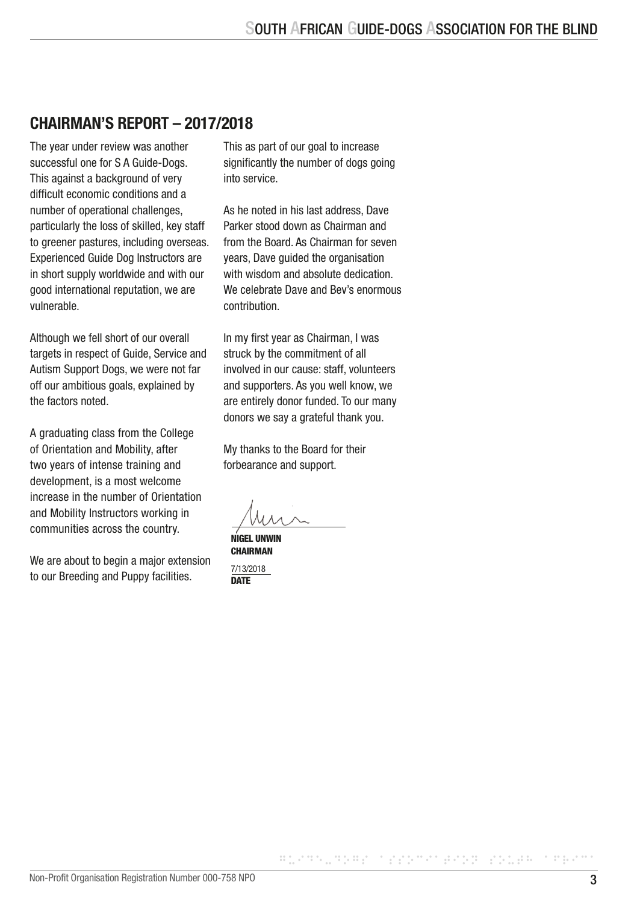## CHAIRMAN'S REPORT – 2017/2018

The year under review was another successful one for S A Guide-Dogs. This against a background of very difficult economic conditions and a number of operational challenges, particularly the loss of skilled, key staff to greener pastures, including overseas. Experienced Guide Dog Instructors are in short supply worldwide and with our good international reputation, we are vulnerable.

Although we fell short of our overall targets in respect of Guide, Service and Autism Support Dogs, we were not far off our ambitious goals, explained by the factors noted.

A graduating class from the College of Orientation and Mobility, after two years of intense training and development, is a most welcome increase in the number of Orientation and Mobility Instructors working in communities across the country.

We are about to begin a major extension to our Breeding and Puppy facilities. This as part of our goal to increase significantly the number of dogs going into service.

As he noted in his last address, Dave Parker stood down as Chairman and from the Board. As Chairman for seven years, Dave guided the organisation with wisdom and absolute dedication. We celebrate Dave and Bev's enormous contribution.

In my first year as Chairman, I was struck by the commitment of all involved in our cause: staff, volunteers and supporters. As you well know, we are entirely donor funded. To our many donors we say a grateful thank you.

My thanks to the Board for their forbearance and support.

**NIGEL UNWIN**
**CHAIRMAN**

7/13/2018
**DATE**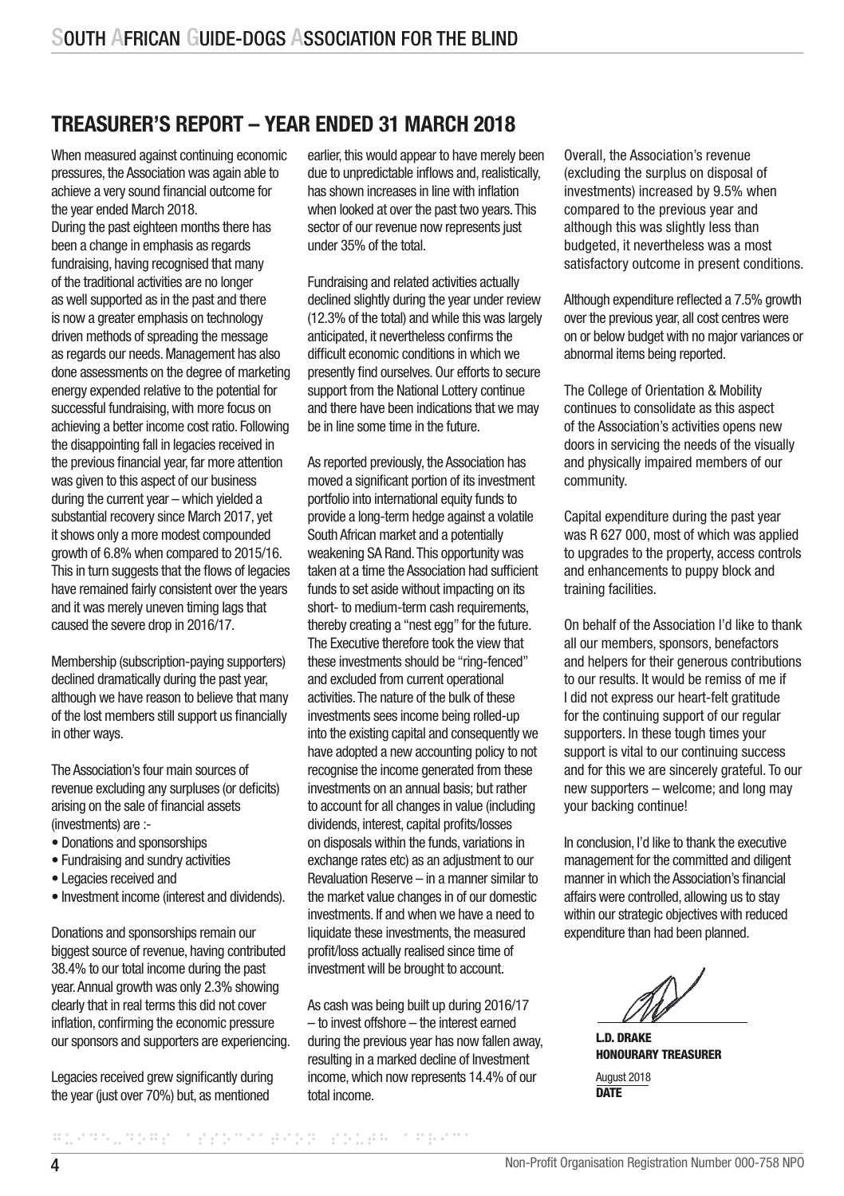## TREASURER'S REPORT – YEAR ENDED 31 MARCH 2018

When measured against continuing economic pressures, the Association was again able to achieve a very sound financial outcome for the year ended March 2018.

During the past eighteen months there has been a change in emphasis as regards fundraising, having recognised that many of the traditional activities are no longer as well supported as in the past and there is now a greater emphasis on technology driven methods of spreading the message as regards our needs. Management has also done assessments on the degree of marketing energy expended relative to the potential for successful fundraising, with more focus on achieving a better income cost ratio. Following the disappointing fall in legacies received in the previous financial year, far more attention was given to this aspect of our business during the current year – which yielded a substantial recovery since March 2017, yet it shows only a more modest compounded growth of 6.8% when compared to 2015/16. This in turn suggests that the flows of legacies have remained fairly consistent over the years and it was merely uneven timing lags that caused the severe drop in 2016/17.

Membership (subscription-paying supporters) declined dramatically during the past year, although we have reason to believe that many of the lost members still support us financially in other ways.

The Association's four main sources of revenue excluding any surpluses (or deficits) arising on the sale of financial assets (investments) are :-

- Donations and sponsorships
- Fundraising and sundry activities
- Legacies received and
- Investment income (interest and dividends).

Donations and sponsorships remain our biggest source of revenue, having contributed 38.4% to our total income during the past year. Annual growth was only 2.3% showing clearly that in real terms this did not cover inflation, confirming the economic pressure our sponsors and supporters are experiencing.

Legacies received grew significantly during the year (just over 70%) but, as mentioned earlier, this would appear to have merely been due to unpredictable inflows and, realistically, has shown increases in line with inflation when looked at over the past two years. This sector of our revenue now represents just under 35% of the total.

Fundraising and related activities actually declined slightly during the year under review (12.3% of the total) and while this was largely anticipated, it nevertheless confirms the difficult economic conditions in which we presently find ourselves. Our efforts to secure support from the National Lottery continue and there have been indications that we may be in line some time in the future.

As reported previously, the Association has moved a significant portion of its investment portfolio into international equity funds to provide a long-term hedge against a volatile South African market and a potentially weakening SA Rand. This opportunity was taken at a time the Association had sufficient funds to set aside without impacting on its short- to medium-term cash requirements, thereby creating a "nest egg" for the future. The Executive therefore took the view that these investments should be "ring-fenced" and excluded from current operational activities. The nature of the bulk of these investments sees income being rolled-up into the existing capital and consequently we have adopted a new accounting policy to not recognise the income generated from these investments on an annual basis; but rather to account for all changes in value (including dividends, interest, capital profits/losses on disposals within the funds, variations in exchange rates etc) as an adjustment to our Revaluation Reserve – in a manner similar to the market value changes in of our domestic investments. If and when we have a need to liquidate these investments, the measured profit/loss actually realised since time of investment will be brought to account.

As cash was being built up during 2016/17 – to invest offshore – the interest earned during the previous year has now fallen away, resulting in a marked decline of Investment income, which now represents 14.4% of our total income.

Overall, the Association's revenue (excluding the surplus on disposal of investments) increased by 9.5% when compared to the previous year and although this was slightly less than budgeted, it nevertheless was a most satisfactory outcome in present conditions.

Although expenditure reflected a 7.5% growth over the previous year, all cost centres were on or below budget with no major variances or abnormal items being reported.

The College of Orientation & Mobility continues to consolidate as this aspect of the Association's activities opens new doors in servicing the needs of the visually and physically impaired members of our community.

Capital expenditure during the past year was R 627 000, most of which was applied to upgrades to the property, access controls and enhancements to puppy block and training facilities.

On behalf of the Association I'd like to thank all our members, sponsors, benefactors and helpers for their generous contributions to our results. It would be remiss of me if I did not express our heart-felt gratitude for the continuing support of our regular supporters. In these tough times your support is vital to our continuing success and for this we are sincerely grateful. To our new supporters – welcome; and long may your backing continue!

In conclusion, I'd like to thank the executive management for the committed and diligent manner in which the Association's financial affairs were controlled, allowing us to stay within our strategic objectives with reduced expenditure than had been planned.

**L.D. DRAKE**
**HONOURARY TREASURER**

August 2018
**DATE**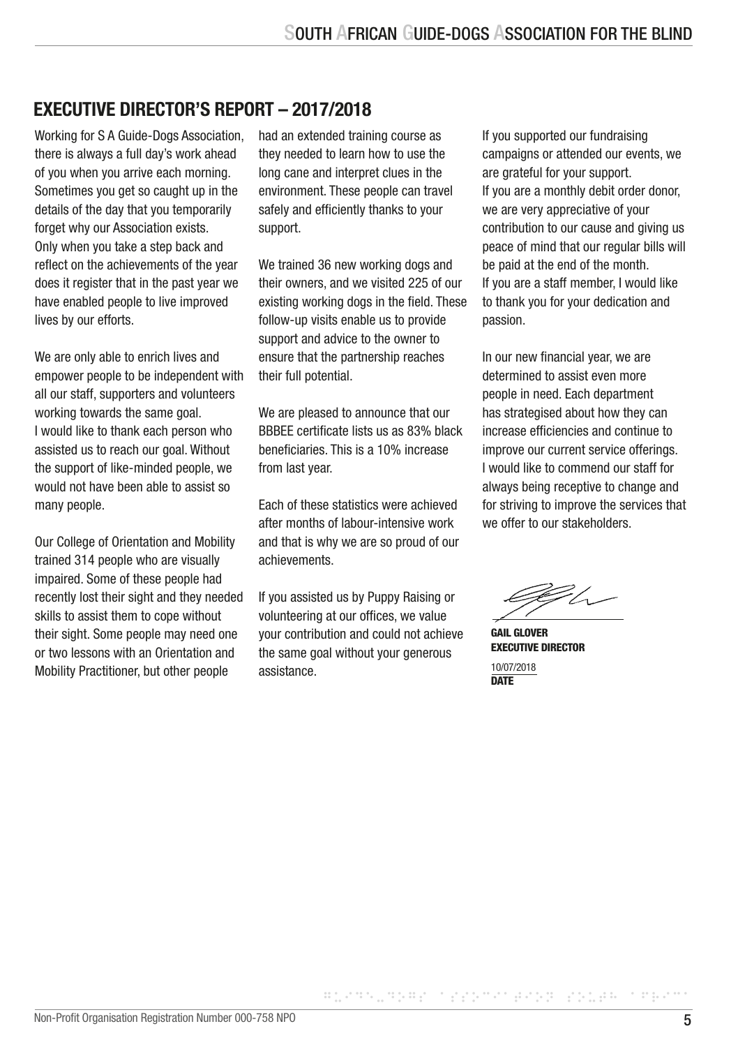## EXECUTIVE DIRECTOR'S REPORT – 2017/2018

Working for S A Guide-Dogs Association, there is always a full day's work ahead of you when you arrive each morning. Sometimes you get so caught up in the details of the day that you temporarily forget why our Association exists. Only when you take a step back and reflect on the achievements of the year does it register that in the past year we have enabled people to live improved lives by our efforts.

We are only able to enrich lives and empower people to be independent with all our staff, supporters and volunteers working towards the same goal.
I would like to thank each person who assisted us to reach our goal. Without the support of like-minded people, we would not have been able to assist so many people.

Our College of Orientation and Mobility trained 314 people who are visually impaired. Some of these people had recently lost their sight and they needed skills to assist them to cope without their sight. Some people may need one or two lessons with an Orientation and Mobility Practitioner, but other people had an extended training course as they needed to learn how to use the long cane and interpret clues in the environment. These people can travel safely and efficiently thanks to your support.

We trained 36 new working dogs and their owners, and we visited 225 of our existing working dogs in the field. These follow-up visits enable us to provide support and advice to the owner to ensure that the partnership reaches their full potential.

We are pleased to announce that our BBBEE certificate lists us as 83% black beneficiaries. This is a 10% increase from last year.

Each of these statistics were achieved after months of labour-intensive work and that is why we are so proud of our achievements.

If you assisted us by Puppy Raising or volunteering at our offices, we value your contribution and could not achieve the same goal without your generous assistance.

If you supported our fundraising campaigns or attended our events, we are grateful for your support.
If you are a monthly debit order donor, we are very appreciative of your contribution to our cause and giving us peace of mind that our regular bills will be paid at the end of the month.
If you are a staff member, I would like to thank you for your dedication and passion.

In our new financial year, we are determined to assist even more people in need. Each department has strategised about how they can increase efficiencies and continue to improve our current service offerings. I would like to commend our staff for always being receptive to change and for striving to improve the services that we offer to our stakeholders.

**GAIL GLOVER**
**EXECUTIVE DIRECTOR**

10/07/2018
**DATE**

Non-Profit Organisation Registration Number 000-758 NPO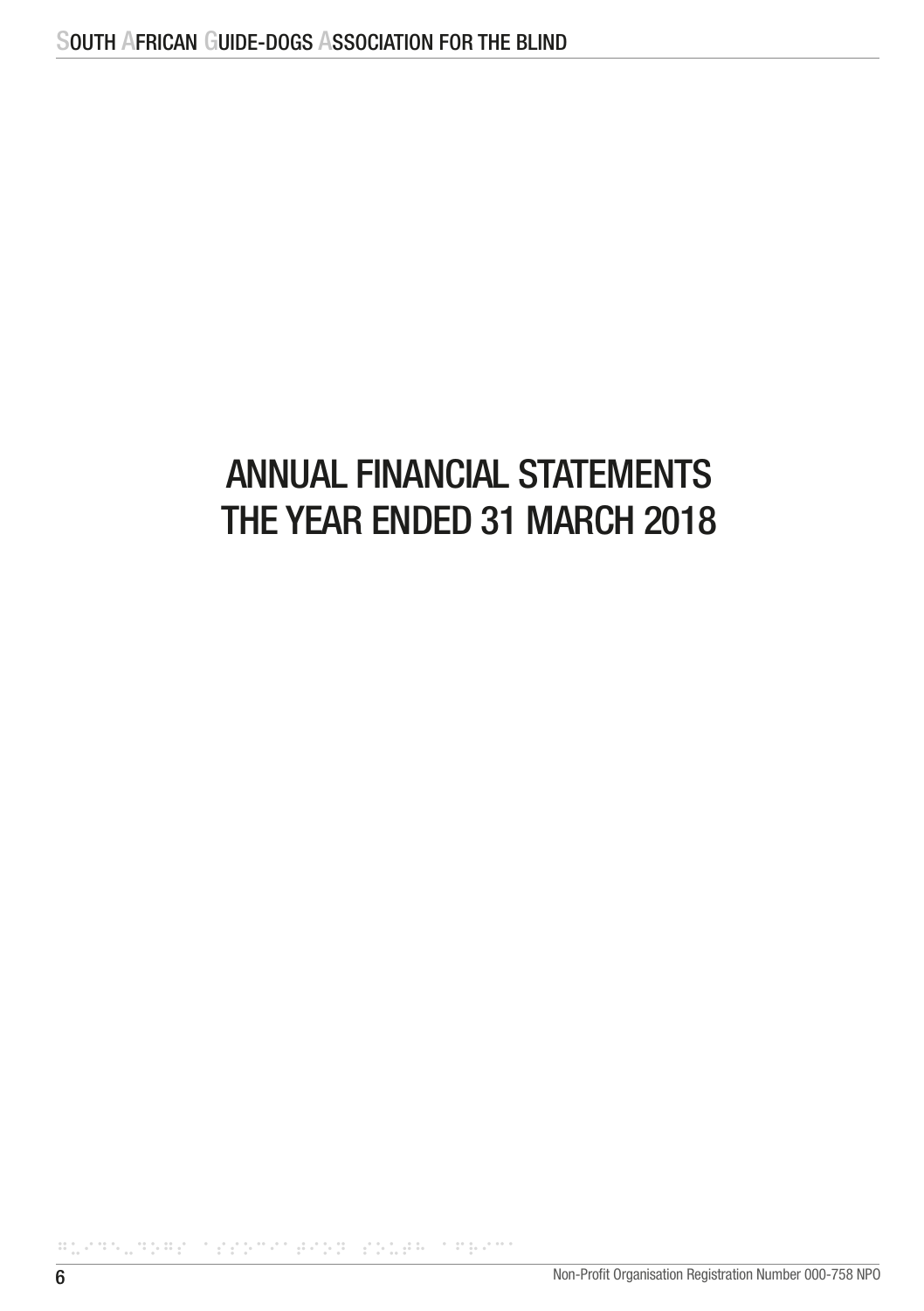# ANNUAL FINANCIAL STATEMENTS THE YEAR ENDED 31 MARCH 2018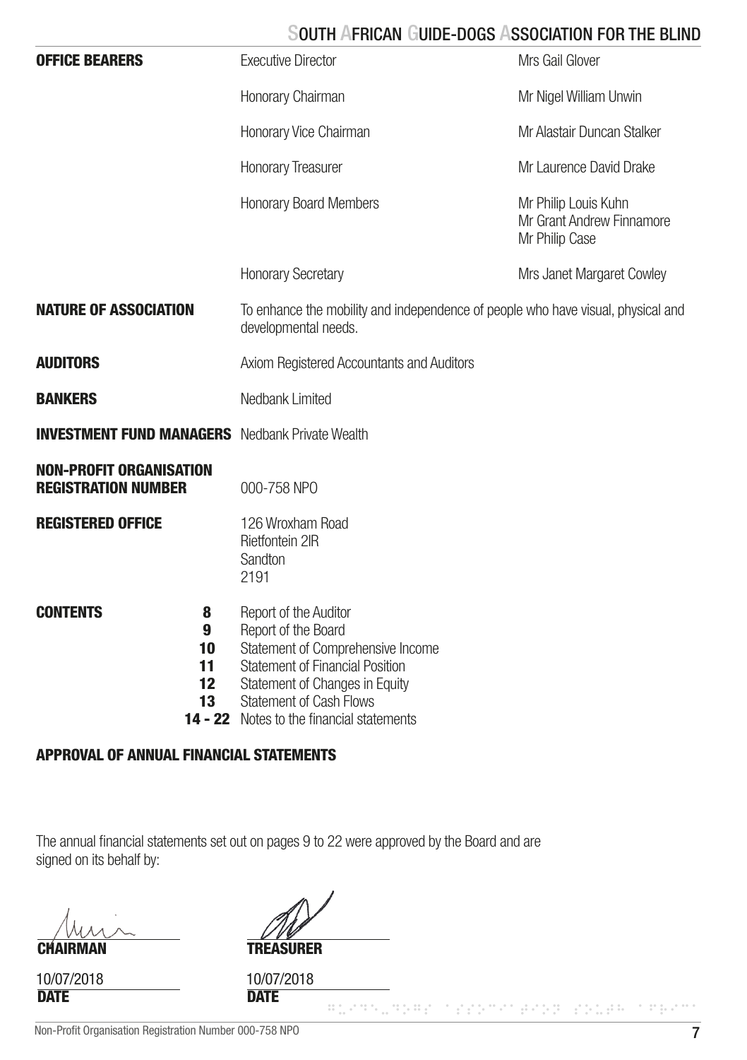| | | |
|---|---|---|
| **OFFICE BEARERS** | Executive Director | Mrs Gail Glover |
| | Honorary Chairman | Mr Nigel William Unwin |
| | Honorary Vice Chairman | Mr Alastair Duncan Stalker |
| | Honorary Treasurer | Mr Laurence David Drake |
| | Honorary Board Members | Mr Philip Louis Kuhn<br>Mr Grant Andrew Finnamore<br>Mr Philip Case |
| | Honorary Secretary | Mrs Janet Margaret Cowley |

**NATURE OF ASSOCIATION** To enhance the mobility and independence of people who have visual, physical and developmental needs.

**AUDITORS** Axiom Registered Accountants and Auditors

**BANKERS** Nedbank Limited

**INVESTMENT FUND MANAGERS** Nedbank Private Wealth

**NON-PROFIT ORGANISATION REGISTRATION NUMBER** 000-758 NPO

**REGISTERED OFFICE**
126 Wroxham Road
Rietfontein 2IR
Sandton
2191

**CONTENTS**

| | |
|---|---|
| **8** | Report of the Auditor |
| **9** | Report of the Board |
| **10** | Statement of Comprehensive Income |
| **11** | Statement of Financial Position |
| **12** | Statement of Changes in Equity |
| **13** | Statement of Cash Flows |
| **14 - 22** | Notes to the financial statements |

## APPROVAL OF ANNUAL FINANCIAL STATEMENTS

The annual financial statements set out on pages 9 to 22 were approved by the Board and are signed on its behalf by:

| | |
|---|---|
| **CHAIRMAN** | **TREASURER** |
| 10/07/2018 | 10/07/2018 |
| **DATE** | **DATE** |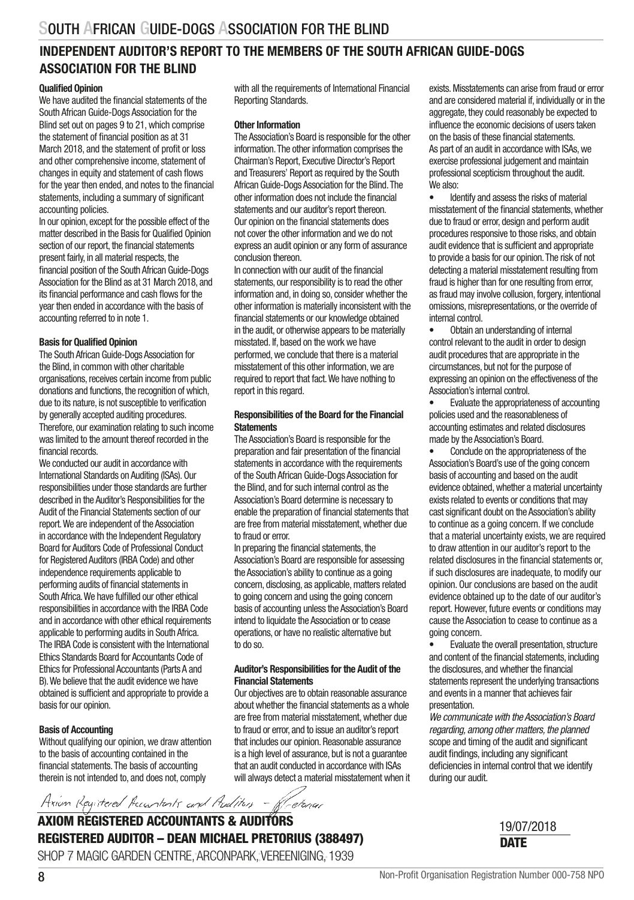## INDEPENDENT AUDITOR'S REPORT TO THE MEMBERS OF THE SOUTH AFRICAN GUIDE-DOGS ASSOCIATION FOR THE BLIND

### Qualified Opinion

We have audited the financial statements of the South African Guide-Dogs Association for the Blind set out on pages 9 to 21, which comprise the statement of financial position as at 31 March 2018, and the statement of profit or loss and other comprehensive income, statement of changes in equity and statement of cash flows for the year then ended, and notes to the financial statements, including a summary of significant accounting policies.

In our opinion, except for the possible effect of the matter described in the Basis for Qualified Opinion section of our report, the financial statements present fairly, in all material respects, the financial position of the South African Guide-Dogs Association for the Blind as at 31 March 2018, and its financial performance and cash flows for the year then ended in accordance with the basis of accounting referred to in note 1.

### Basis for Qualified Opinion

The South African Guide-Dogs Association for the Blind, in common with other charitable organisations, receives certain income from public donations and functions, the recognition of which, due to its nature, is not susceptible to verification by generally accepted auditing procedures. Therefore, our examination relating to such income was limited to the amount thereof recorded in the financial records.

We conducted our audit in accordance with International Standards on Auditing (ISAs). Our responsibilities under those standards are further described in the Auditor's Responsibilities for the Audit of the Financial Statements section of our report. We are independent of the Association in accordance with the Independent Regulatory Board for Auditors Code of Professional Conduct for Registered Auditors (IRBA Code) and other independence requirements applicable to performing audits of financial statements in South Africa. We have fulfilled our other ethical responsibilities in accordance with the IRBA Code and in accordance with other ethical requirements applicable to performing audits in South Africa. The IRBA Code is consistent with the International Ethics Standards Board for Accountants Code of Ethics for Professional Accountants (Parts A and B). We believe that the audit evidence we have obtained is sufficient and appropriate to provide a basis for our opinion.

### Basis of Accounting

Without qualifying our opinion, we draw attention to the basis of accounting contained in the financial statements. The basis of accounting therein is not intended to, and does not, comply with all the requirements of International Financial Reporting Standards.

### Other Information

The Association's Board is responsible for the other information. The other information comprises the Chairman's Report, Executive Director's Report and Treasurers' Report as required by the South African Guide-Dogs Association for the Blind. The other information does not include the financial statements and our auditor's report thereon. Our opinion on the financial statements does not cover the other information and we do not express an audit opinion or any form of assurance conclusion thereon.

In connection with our audit of the financial statements, our responsibility is to read the other information and, in doing so, consider whether the other information is materially inconsistent with the financial statements or our knowledge obtained in the audit, or otherwise appears to be materially misstated. If, based on the work we have performed, we conclude that there is a material misstatement of this other information, we are required to report that fact. We have nothing to report in this regard.

### Responsibilities of the Board for the Financial Statements

The Association's Board is responsible for the preparation and fair presentation of the financial statements in accordance with the requirements of the South African Guide-Dogs Association for the Blind, and for such internal control as the Association's Board determine is necessary to enable the preparation of financial statements that are free from material misstatement, whether due to fraud or error.

In preparing the financial statements, the Association's Board are responsible for assessing the Association's ability to continue as a going concern, disclosing, as applicable, matters related to going concern and using the going concern basis of accounting unless the Association's Board intend to liquidate the Association or to cease operations, or have no realistic alternative but to do so.

### Auditor's Responsibilities for the Audit of the Financial Statements

Our objectives are to obtain reasonable assurance about whether the financial statements as a whole are free from material misstatement, whether due to fraud or error, and to issue an auditor's report that includes our opinion. Reasonable assurance is a high level of assurance, but is not a guarantee that an audit conducted in accordance with ISAs will always detect a material misstatement when it exists. Misstatements can arise from fraud or error and are considered material if, individually or in the aggregate, they could reasonably be expected to influence the economic decisions of users taken on the basis of these financial statements.

As part of an audit in accordance with ISAs, we exercise professional judgement and maintain professional scepticism throughout the audit. We also:

- Identify and assess the risks of material misstatement of the financial statements, whether due to fraud or error, design and perform audit procedures responsive to those risks, and obtain audit evidence that is sufficient and appropriate to provide a basis for our opinion. The risk of not detecting a material misstatement resulting from fraud is higher than for one resulting from error, as fraud may involve collusion, forgery, intentional omissions, misrepresentations, or the override of internal control.
- Obtain an understanding of internal control relevant to the audit in order to design audit procedures that are appropriate in the circumstances, but not for the purpose of expressing an opinion on the effectiveness of the Association's internal control.
- Evaluate the appropriateness of accounting policies used and the reasonableness of accounting estimates and related disclosures made by the Association's Board.
- Conclude on the appropriateness of the Association's Board's use of the going concern basis of accounting and based on the audit evidence obtained, whether a material uncertainty exists related to events or conditions that may cast significant doubt on the Association's ability to continue as a going concern. If we conclude that a material uncertainty exists, we are required to draw attention in our auditor's report to the related disclosures in the financial statements or, if such disclosures are inadequate, to modify our opinion. Our conclusions are based on the audit evidence obtained up to the date of our auditor's report. However, future events or conditions may cause the Association to cease to continue as a going concern.
- Evaluate the overall presentation, structure and content of the financial statements, including the disclosures, and whether the financial statements represent the underlying transactions and events in a manner that achieves fair presentation.

*We communicate with the Association's Board regarding, among other matters, the planned* scope and timing of the audit and significant audit findings, including any significant deficiencies in internal control that we identify during our audit.

*Axiom Registered Accountants and Auditors – Pretorius*

**AXIOM REGISTERED ACCOUNTANTS & AUDITORS**
**REGISTERED AUDITOR – DEAN MICHAEL PRETORIUS (388497)**
SHOP 7 MAGIC GARDEN CENTRE, ARCONPARK, VEREENIGING, 1939

19/07/2018
**DATE**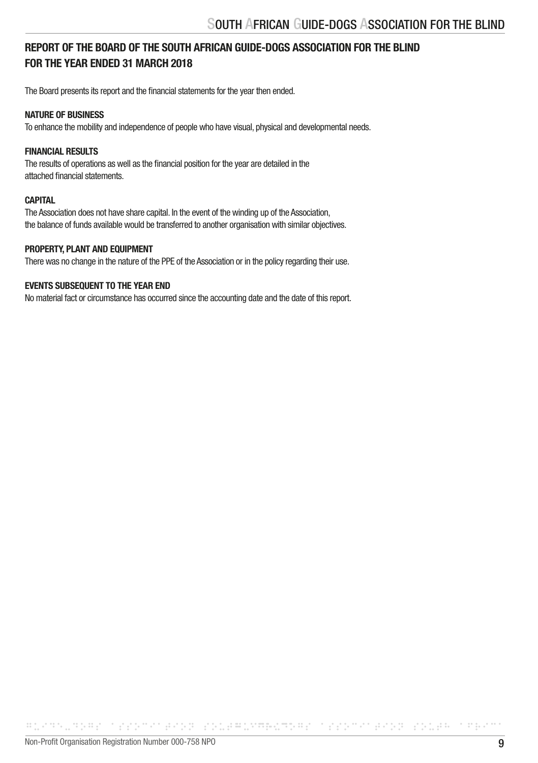# REPORT OF THE BOARD OF THE SOUTH AFRICAN GUIDE-DOGS ASSOCIATION FOR THE BLIND FOR THE YEAR ENDED 31 MARCH 2018

The Board presents its report and the financial statements for the year then ended.

**NATURE OF BUSINESS**

To enhance the mobility and independence of people who have visual, physical and developmental needs.

**FINANCIAL RESULTS**

The results of operations as well as the financial position for the year are detailed in the attached financial statements.

**CAPITAL**

The Association does not have share capital. In the event of the winding up of the Association, the balance of funds available would be transferred to another organisation with similar objectives.

**PROPERTY, PLANT AND EQUIPMENT**

There was no change in the nature of the PPE of the Association or in the policy regarding their use.

**EVENTS SUBSEQUENT TO THE YEAR END**

No material fact or circumstance has occurred since the accounting date and the date of this report.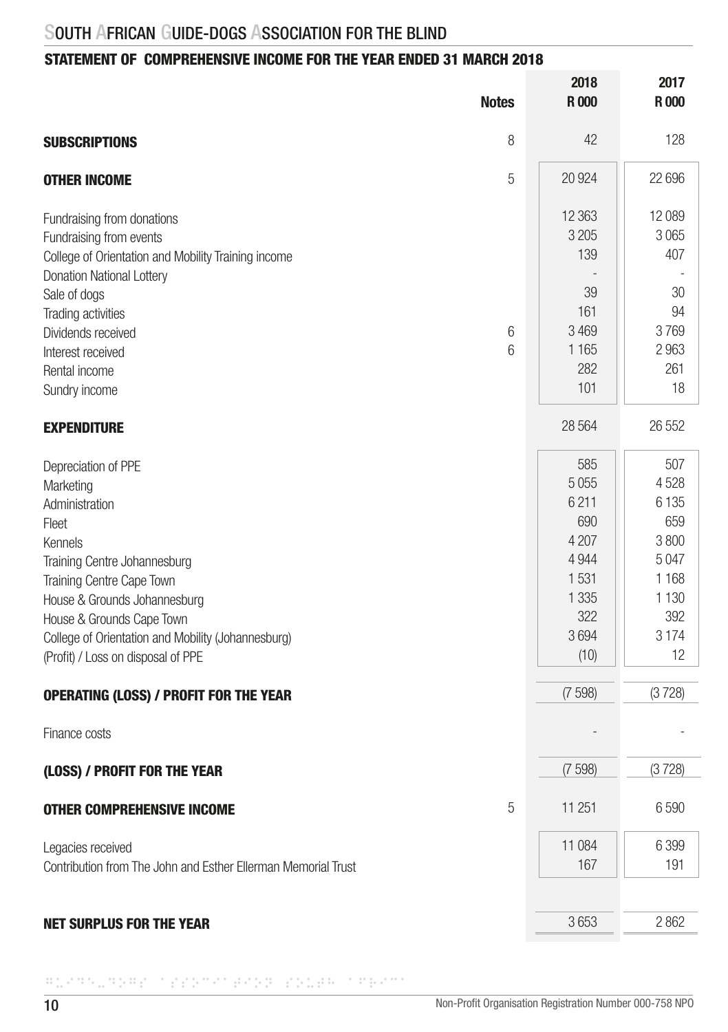## STATEMENT OF COMPREHENSIVE INCOME FOR THE YEAR ENDED 31 MARCH 2018

| | Notes | 2018<br>R 000 | 2017<br>R 000 |
|---|---|---|---|
| **SUBSCRIPTIONS** | 8 | 42 | 128 |
| **OTHER INCOME** | 5 | 20 924 | 22 696 |
| Fundraising from donations | | 12 363 | 12 089 |
| Fundraising from events | | 3 205 | 3 065 |
| College of Orientation and Mobility Training income | | 139 | 407 |
| Donation National Lottery | | - | - |
| Sale of dogs | | 39 | 30 |
| Trading activities | | 161 | 94 |
| Dividends received | 6 | 3 469 | 3 769 |
| Interest received | 6 | 1 165 | 2 963 |
| Rental income | | 282 | 261 |
| Sundry income | | 101 | 18 |
| **EXPENDITURE** | | 28 564 | 26 552 |
| Depreciation of PPE | | 585 | 507 |
| Marketing | | 5 055 | 4 528 |
| Administration | | 6 211 | 6 135 |
| Fleet | | 690 | 659 |
| Kennels | | 4 207 | 3 800 |
| Training Centre Johannesburg | | 4 944 | 5 047 |
| Training Centre Cape Town | | 1 531 | 1 168 |
| House & Grounds Johannesburg | | 1 335 | 1 130 |
| House & Grounds Cape Town | | 322 | 392 |
| College of Orientation and Mobility (Johannesburg) | | 3 694 | 3 174 |
| (Profit) / Loss on disposal of PPE | | (10) | 12 |
| **OPERATING (LOSS) / PROFIT FOR THE YEAR** | | (7 598) | (3 728) |
| Finance costs | | - | - |
| **(LOSS) / PROFIT FOR THE YEAR** | | (7 598) | (3 728) |
| **OTHER COMPREHENSIVE INCOME** | 5 | 11 251 | 6 590 |
| Legacies received | | 11 084 | 6 399 |
| Contribution from The John and Esther Ellerman Memorial Trust | | 167 | 191 |
| **NET SURPLUS FOR THE YEAR** | | 3 653 | 2 862 |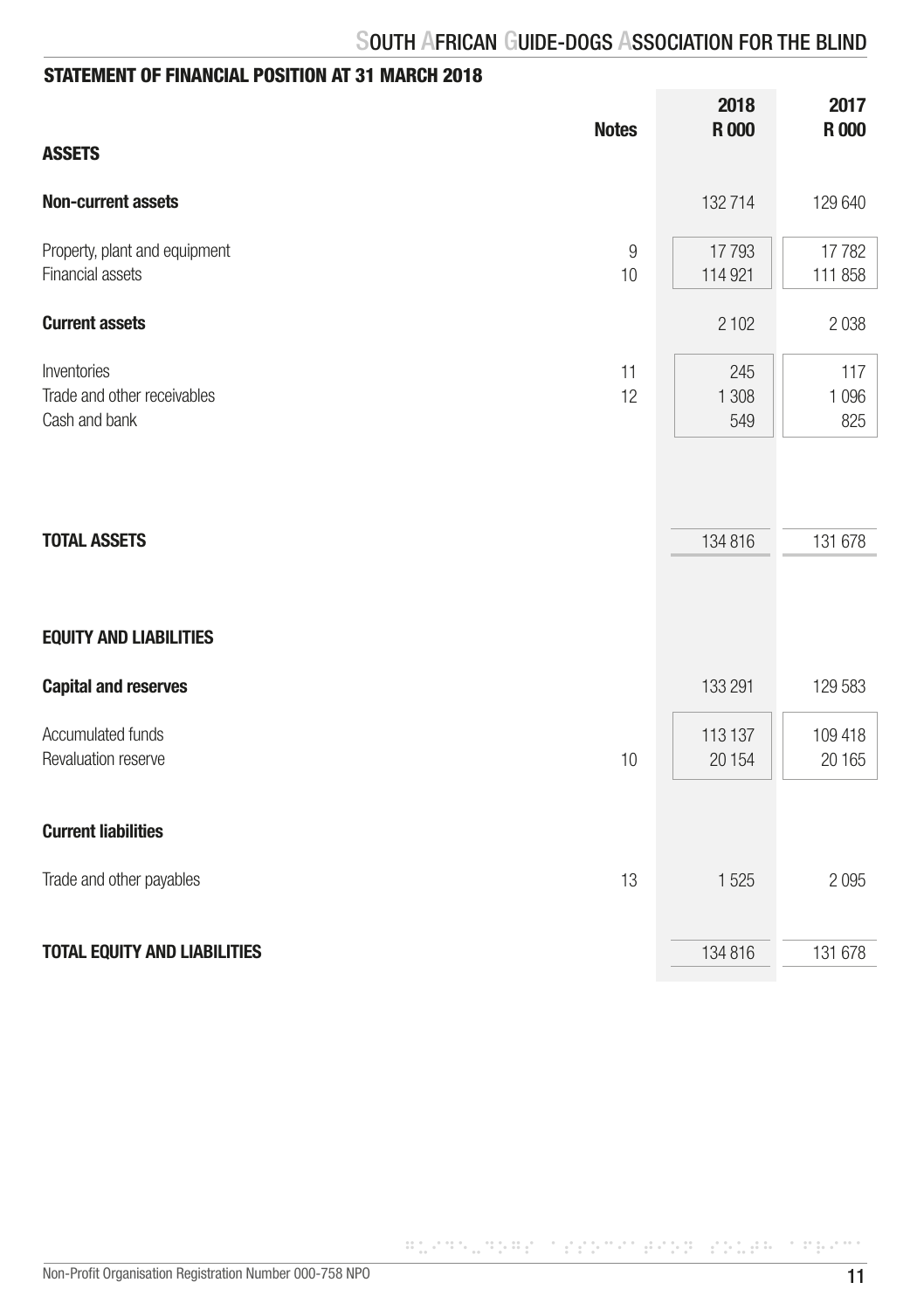## STATEMENT OF FINANCIAL POSITION AT 31 MARCH 2018

| | Notes | 2018 R 000 | 2017 R 000 |
|---|---|---|---|
| **ASSETS** | | | |
| **Non-current assets** | | 132 714 | 129 640 |
| Property, plant and equipment | 9 | 17 793 | 17 782 |
| Financial assets | 10 | 114 921 | 111 858 |
| **Current assets** | | 2 102 | 2 038 |
| Inventories | 11 | 245 | 117 |
| Trade and other receivables | 12 | 1 308 | 1 096 |
| Cash and bank | | 549 | 825 |
| **TOTAL ASSETS** | | 134 816 | 131 678 |
| **EQUITY AND LIABILITIES** | | | |
| **Capital and reserves** | | 133 291 | 129 583 |
| Accumulated funds | | 113 137 | 109 418 |
| Revaluation reserve | 10 | 20 154 | 20 165 |
| **Current liabilities** | | | |
| Trade and other payables | 13 | 1 525 | 2 095 |
| **TOTAL EQUITY AND LIABILITIES** | | 134 816 | 131 678 |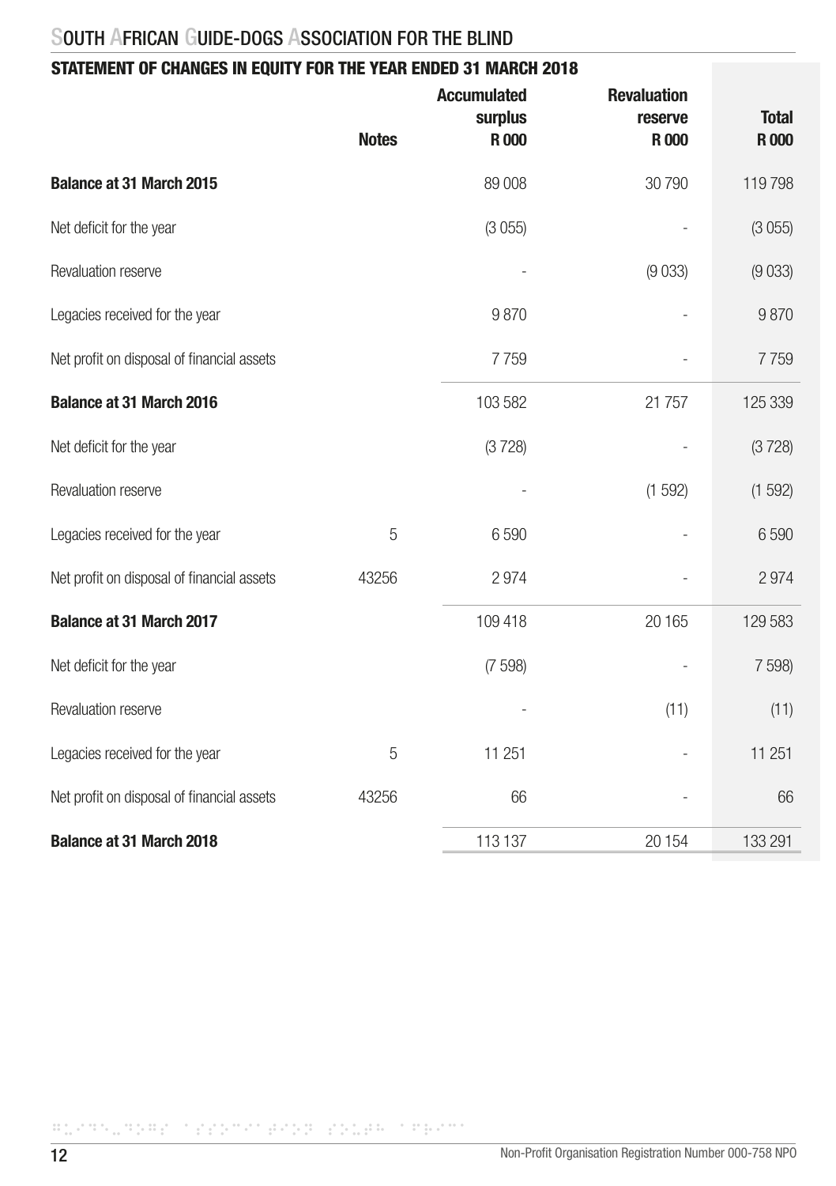# SOUTH AFRICAN GUIDE-DOGS ASSOCIATION FOR THE BLIND

## STATEMENT OF CHANGES IN EQUITY FOR THE YEAR ENDED 31 MARCH 2018

| | Notes | Accumulated surplus R 000 | Revaluation reserve R 000 | Total R 000 |
|---|---|---|---|---|
| **Balance at 31 March 2015** | | 89 008 | 30 790 | 119 798 |
| Net deficit for the year | | (3 055) | - | (3 055) |
| Revaluation reserve | | - | (9 033) | (9 033) |
| Legacies received for the year | | 9 870 | - | 9 870 |
| Net profit on disposal of financial assets | | 7 759 | - | 7 759 |
| **Balance at 31 March 2016** | | 103 582 | 21 757 | 125 339 |
| Net deficit for the year | | (3 728) | - | (3 728) |
| Revaluation reserve | | - | (1 592) | (1 592) |
| Legacies received for the year | 5 | 6 590 | - | 6 590 |
| Net profit on disposal of financial assets | 43256 | 2 974 | - | 2 974 |
| **Balance at 31 March 2017** | | 109 418 | 20 165 | 129 583 |
| Net deficit for the year | | (7 598) | - | 7 598) |
| Revaluation reserve | | - | (11) | (11) |
| Legacies received for the year | 5 | 11 251 | - | 11 251 |
| Net profit on disposal of financial assets | 43256 | 66 | - | 66 |
| **Balance at 31 March 2018** | | 113 137 | 20 154 | 133 291 |

Non-Profit Organisation Registration Number 000-758 NPO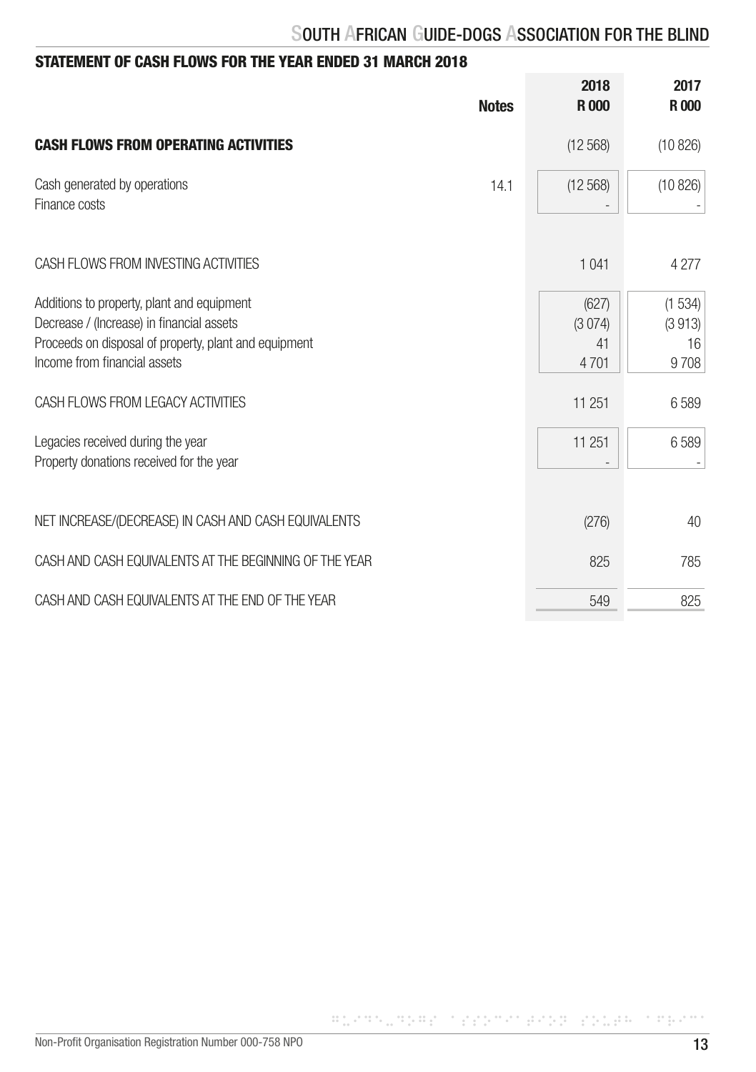## STATEMENT OF CASH FLOWS FOR THE YEAR ENDED 31 MARCH 2018

| | Notes | 2018 R 000 | 2017 R 000 |
|---|---|---|---|
| **CASH FLOWS FROM OPERATING ACTIVITIES** | | (12 568) | (10 826) |
| Cash generated by operations | 14.1 | (12 568) | (10 826) |
| Finance costs | | - | - |
| CASH FLOWS FROM INVESTING ACTIVITIES | | 1 041 | 4 277 |
| Additions to property, plant and equipment | | (627) | (1 534) |
| Decrease / (Increase) in financial assets | | (3 074) | (3 913) |
| Proceeds on disposal of property, plant and equipment | | 41 | 16 |
| Income from financial assets | | 4 701 | 9 708 |
| CASH FLOWS FROM LEGACY ACTIVITIES | | 11 251 | 6 589 |
| Legacies received during the year | | 11 251 | 6 589 |
| Property donations received for the year | | - | - |
| NET INCREASE/(DECREASE) IN CASH AND CASH EQUIVALENTS | | (276) | 40 |
| CASH AND CASH EQUIVALENTS AT THE BEGINNING OF THE YEAR | | 825 | 785 |
| CASH AND CASH EQUIVALENTS AT THE END OF THE YEAR | | 549 | 825 |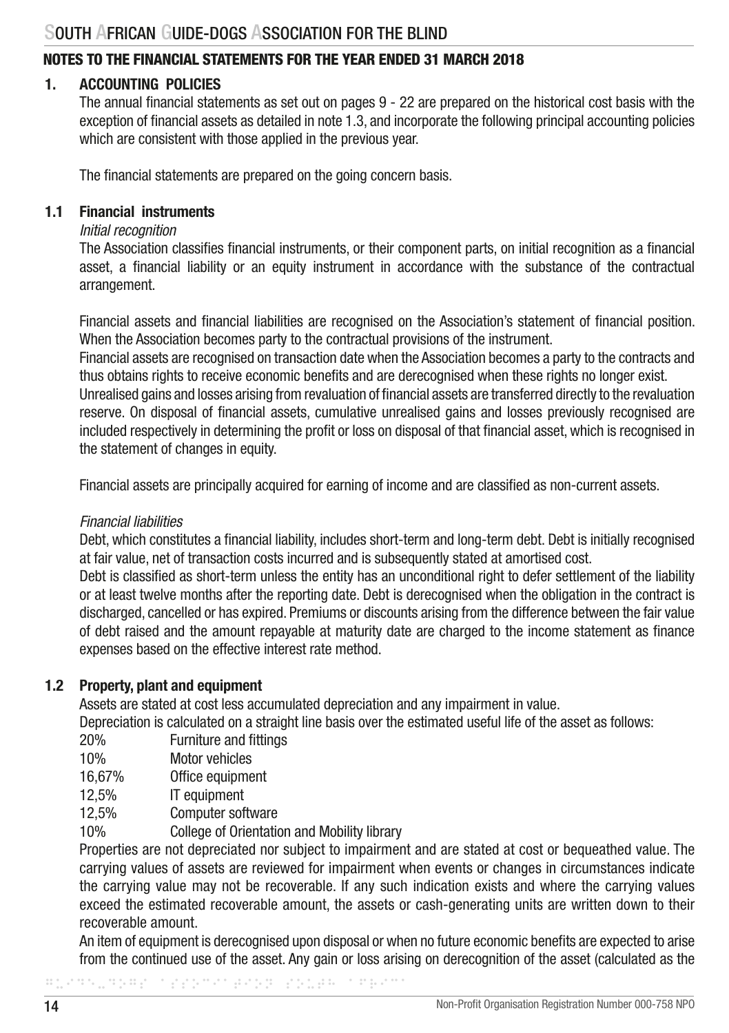## NOTES TO THE FINANCIAL STATEMENTS FOR THE YEAR ENDED 31 MARCH 2018

### 1. ACCOUNTING POLICIES

The annual financial statements as set out on pages 9 - 22 are prepared on the historical cost basis with the exception of financial assets as detailed in note 1.3, and incorporate the following principal accounting policies which are consistent with those applied in the previous year.

The financial statements are prepared on the going concern basis.

### 1.1 Financial instruments

*Initial recognition*

The Association classifies financial instruments, or their component parts, on initial recognition as a financial asset, a financial liability or an equity instrument in accordance with the substance of the contractual arrangement.

Financial assets and financial liabilities are recognised on the Association's statement of financial position. When the Association becomes party to the contractual provisions of the instrument.

Financial assets are recognised on transaction date when the Association becomes a party to the contracts and thus obtains rights to receive economic benefits and are derecognised when these rights no longer exist.

Unrealised gains and losses arising from revaluation of financial assets are transferred directly to the revaluation reserve. On disposal of financial assets, cumulative unrealised gains and losses previously recognised are included respectively in determining the profit or loss on disposal of that financial asset, which is recognised in the statement of changes in equity.

Financial assets are principally acquired for earning of income and are classified as non-current assets.

*Financial liabilities*

Debt, which constitutes a financial liability, includes short-term and long-term debt. Debt is initially recognised at fair value, net of transaction costs incurred and is subsequently stated at amortised cost.

Debt is classified as short-term unless the entity has an unconditional right to defer settlement of the liability or at least twelve months after the reporting date. Debt is derecognised when the obligation in the contract is discharged, cancelled or has expired. Premiums or discounts arising from the difference between the fair value of debt raised and the amount repayable at maturity date are charged to the income statement as finance expenses based on the effective interest rate method.

### 1.2 Property, plant and equipment

Assets are stated at cost less accumulated depreciation and any impairment in value.

Depreciation is calculated on a straight line basis over the estimated useful life of the asset as follows:

| | |
|---|---|
| 20% | Furniture and fittings |
| 10% | Motor vehicles |
| 16,67% | Office equipment |
| 12,5% | IT equipment |
| 12,5% | Computer software |
| 10% | College of Orientation and Mobility library |

Properties are not depreciated nor subject to impairment and are stated at cost or bequeathed value. The carrying values of assets are reviewed for impairment when events or changes in circumstances indicate the carrying value may not be recoverable. If any such indication exists and where the carrying values exceed the estimated recoverable amount, the assets or cash-generating units are written down to their recoverable amount.

An item of equipment is derecognised upon disposal or when no future economic benefits are expected to arise from the continued use of the asset. Any gain or loss arising on derecognition of the asset (calculated as the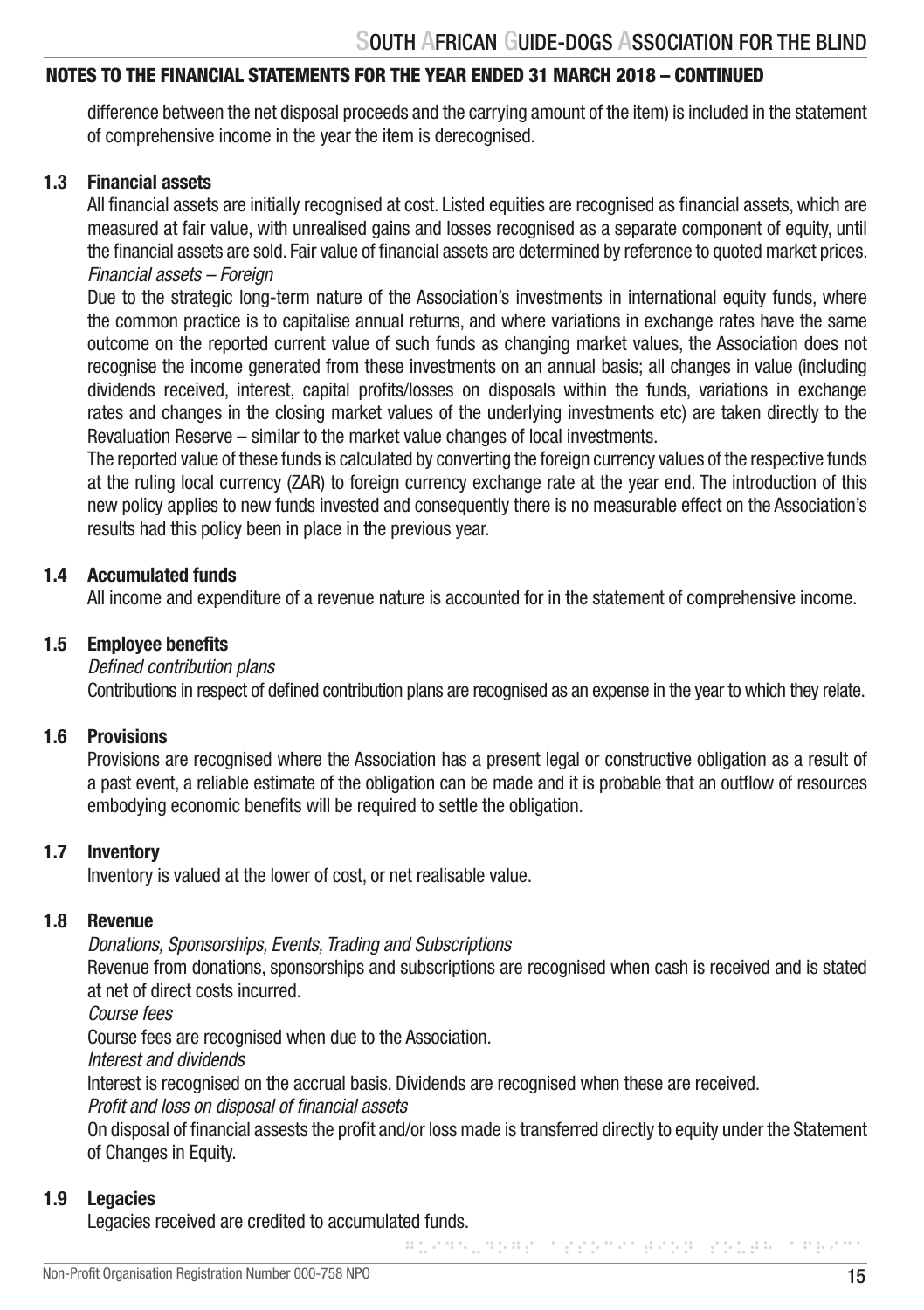## NOTES TO THE FINANCIAL STATEMENTS FOR THE YEAR ENDED 31 MARCH 2018 – CONTINUED

difference between the net disposal proceeds and the carrying amount of the item) is included in the statement of comprehensive income in the year the item is derecognised.

### 1.3 Financial assets

All financial assets are initially recognised at cost. Listed equities are recognised as financial assets, which are measured at fair value, with unrealised gains and losses recognised as a separate component of equity, until the financial assets are sold. Fair value of financial assets are determined by reference to quoted market prices.

*Financial assets – Foreign*

Due to the strategic long-term nature of the Association's investments in international equity funds, where the common practice is to capitalise annual returns, and where variations in exchange rates have the same outcome on the reported current value of such funds as changing market values, the Association does not recognise the income generated from these investments on an annual basis; all changes in value (including dividends received, interest, capital profits/losses on disposals within the funds, variations in exchange rates and changes in the closing market values of the underlying investments etc) are taken directly to the Revaluation Reserve – similar to the market value changes of local investments.

The reported value of these funds is calculated by converting the foreign currency values of the respective funds at the ruling local currency (ZAR) to foreign currency exchange rate at the year end. The introduction of this new policy applies to new funds invested and consequently there is no measurable effect on the Association's results had this policy been in place in the previous year.

### 1.4 Accumulated funds

All income and expenditure of a revenue nature is accounted for in the statement of comprehensive income.

### 1.5 Employee benefits

*Defined contribution plans*

Contributions in respect of defined contribution plans are recognised as an expense in the year to which they relate.

### 1.6 Provisions

Provisions are recognised where the Association has a present legal or constructive obligation as a result of a past event, a reliable estimate of the obligation can be made and it is probable that an outflow of resources embodying economic benefits will be required to settle the obligation.

### 1.7 Inventory

Inventory is valued at the lower of cost, or net realisable value.

### 1.8 Revenue

*Donations, Sponsorships, Events, Trading and Subscriptions*

Revenue from donations, sponsorships and subscriptions are recognised when cash is received and is stated at net of direct costs incurred.

*Course fees*

Course fees are recognised when due to the Association.

*Interest and dividends*

Interest is recognised on the accrual basis. Dividends are recognised when these are received.

*Profit and loss on disposal of financial assets*

On disposal of financial assests the profit and/or loss made is transferred directly to equity under the Statement of Changes in Equity.

### 1.9 Legacies

Legacies received are credited to accumulated funds.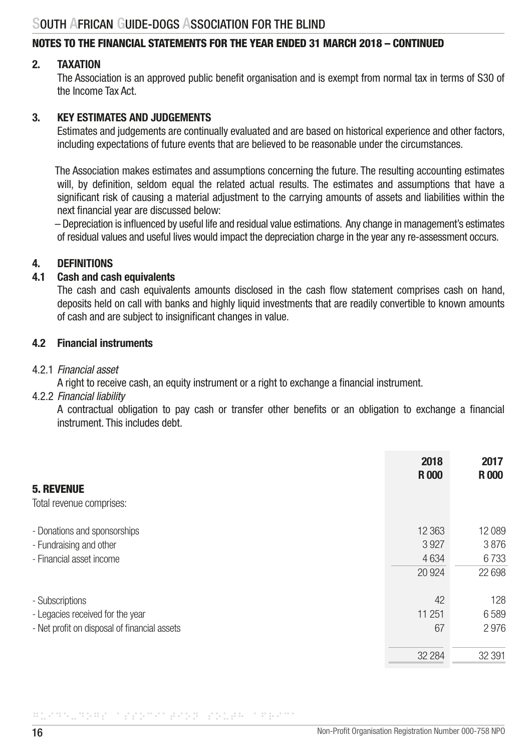## NOTES TO THE FINANCIAL STATEMENTS FOR THE YEAR ENDED 31 MARCH 2018 – CONTINUED

### 2. TAXATION

The Association is an approved public benefit organisation and is exempt from normal tax in terms of S30 of the Income Tax Act.

### 3. KEY ESTIMATES AND JUDGEMENTS

Estimates and judgements are continually evaluated and are based on historical experience and other factors, including expectations of future events that are believed to be reasonable under the circumstances.

The Association makes estimates and assumptions concerning the future. The resulting accounting estimates will, by definition, seldom equal the related actual results. The estimates and assumptions that have a significant risk of causing a material adjustment to the carrying amounts of assets and liabilities within the next financial year are discussed below:

– Depreciation is influenced by useful life and residual value estimations. Any change in management's estimates of residual values and useful lives would impact the depreciation charge in the year any re-assessment occurs.

### 4. DEFINITIONS

#### 4.1 Cash and cash equivalents

The cash and cash equivalents amounts disclosed in the cash flow statement comprises cash on hand, deposits held on call with banks and highly liquid investments that are readily convertible to known amounts of cash and are subject to insignificant changes in value.

#### 4.2 Financial instruments

4.2.1 *Financial asset*

A right to receive cash, an equity instrument or a right to exchange a financial instrument.

4.2.2 *Financial liability*

A contractual obligation to pay cash or transfer other benefits or an obligation to exchange a financial instrument. This includes debt.

### 5. REVENUE

| | 2018 R 000 | 2017 R 000 |
|---|---|---|
| Total revenue comprises: | | |
| - Donations and sponsorships | 12 363 | 12 089 |
| - Fundraising and other | 3 927 | 3 876 |
| - Financial asset income | 4 634 | 6 733 |
| | 20 924 | 22 698 |
| - Subscriptions | 42 | 128 |
| - Legacies received for the year | 11 251 | 6 589 |
| - Net profit on disposal of financial assets | 67 | 2 976 |
| | 32 284 | 32 391 |

Non-Profit Organisation Registration Number 000-758 NPO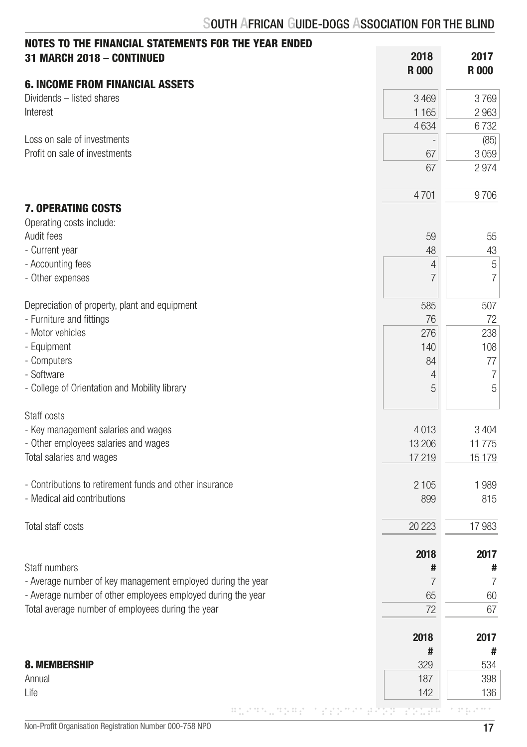## NOTES TO THE FINANCIAL STATEMENTS FOR THE YEAR ENDED 31 MARCH 2018 – CONTINUED

| | 2018<br>R 000 | 2017<br>R 000 |
|---|---|---|
| **6. INCOME FROM FINANCIAL ASSETS** | | |
| Dividends – listed shares | 3 469 | 3 769 |
| Interest | 1 165 | 2 963 |
| | 4 634 | 6 732 |
| Loss on sale of investments | - | (85) |
| Profit on sale of investments | 67 | 3 059 |
| | 67 | 2 974 |
| | 4 701 | 9 706 |
| **7. OPERATING COSTS** | | |
| Operating costs include: | | |
| Audit fees | 59 | 55 |
| - Current year | 48 | 43 |
| - Accounting fees | 4 | 5 |
| - Other expenses | 7 | 7 |
| Depreciation of property, plant and equipment | 585 | 507 |
| - Furniture and fittings | 76 | 72 |
| - Motor vehicles | 276 | 238 |
| - Equipment | 140 | 108 |
| - Computers | 84 | 77 |
| - Software | 4 | 7 |
| - College of Orientation and Mobility library | 5 | 5 |
| Staff costs | | |
| - Key management salaries and wages | 4 013 | 3 404 |
| - Other employees salaries and wages | 13 206 | 11 775 |
| Total salaries and wages | 17 219 | 15 179 |
| - Contributions to retirement funds and other insurance | 2 105 | 1 989 |
| - Medical aid contributions | 899 | 815 |
| Total staff costs | 20 223 | 17 983 |

| | 2018<br># | 2017<br># |
|---|---|---|
| Staff numbers | | |
| - Average number of key management employed during the year | 7 | 7 |
| - Average number of other employees employed during the year | 65 | 60 |
| Total average number of employees during the year | 72 | 67 |

| | 2018<br># | 2017<br># |
|---|---|---|
| **8. MEMBERSHIP** | 329 | 534 |
| Annual | 187 | 398 |
| Life | 142 | 136 |

Non-Profit Organisation Registration Number 000-758 NPO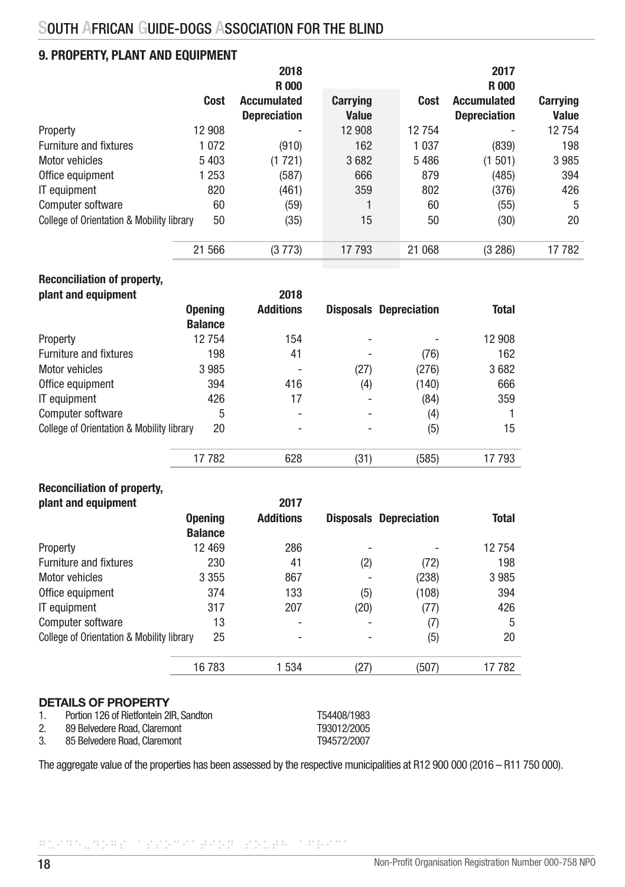## 9. PROPERTY, PLANT AND EQUIPMENT

| | 2018 R 000 Cost | Accumulated Depreciation | Carrying Value | 2017 R 000 Cost | Accumulated Depreciation | Carrying Value |
|---|---|---|---|---|---|---|
| Property | 12 908 | - | 12 908 | 12 754 | - | 12 754 |
| Furniture and fixtures | 1 072 | (910) | 162 | 1 037 | (839) | 198 |
| Motor vehicles | 5 403 | (1 721) | 3 682 | 5 486 | (1 501) | 3 985 |
| Office equipment | 1 253 | (587) | 666 | 879 | (485) | 394 |
| IT equipment | 820 | (461) | 359 | 802 | (376) | 426 |
| Computer software | 60 | (59) | 1 | 60 | (55) | 5 |
| College of Orientation & Mobility library | 50 | (35) | 15 | 50 | (30) | 20 |
| | 21 566 | (3 773) | 17 793 | 21 068 | (3 286) | 17 782 |

### Reconciliation of property, plant and equipment 2018

| | Opening Balance | Additions | Disposals | Depreciation | Total |
|---|---|---|---|---|---|
| Property | 12 754 | 154 | - | - | 12 908 |
| Furniture and fixtures | 198 | 41 | - | (76) | 162 |
| Motor vehicles | 3 985 | - | (27) | (276) | 3 682 |
| Office equipment | 394 | 416 | (4) | (140) | 666 |
| IT equipment | 426 | 17 | - | (84) | 359 |
| Computer software | 5 | - | - | (4) | 1 |
| College of Orientation & Mobility library | 20 | - | - | (5) | 15 |
| | 17 782 | 628 | (31) | (585) | 17 793 |

### Reconciliation of property, plant and equipment 2017

| | Opening Balance | Additions | Disposals | Depreciation | Total |
|---|---|---|---|---|---|
| Property | 12 469 | 286 | - | - | 12 754 |
| Furniture and fixtures | 230 | 41 | (2) | (72) | 198 |
| Motor vehicles | 3 355 | 867 | - | (238) | 3 985 |
| Office equipment | 374 | 133 | (5) | (108) | 394 |
| IT equipment | 317 | 207 | (20) | (77) | 426 |
| Computer software | 13 | - | - | (7) | 5 |
| College of Orientation & Mobility library | 25 | - | - | (5) | 20 |
| | 16 783 | 1 534 | (27) | (507) | 17 782 |

### DETAILS OF PROPERTY

| | | |
|---|---|---|
| 1. | Portion 126 of Rietfontein 2IR, Sandton | T54408/1983 |
| 2. | 89 Belvedere Road, Claremont | T93012/2005 |
| 3. | 85 Belvedere Road, Claremont | T94572/2007 |

The aggregate value of the properties has been assessed by the respective municipalities at R12 900 000 (2016 – R11 750 000).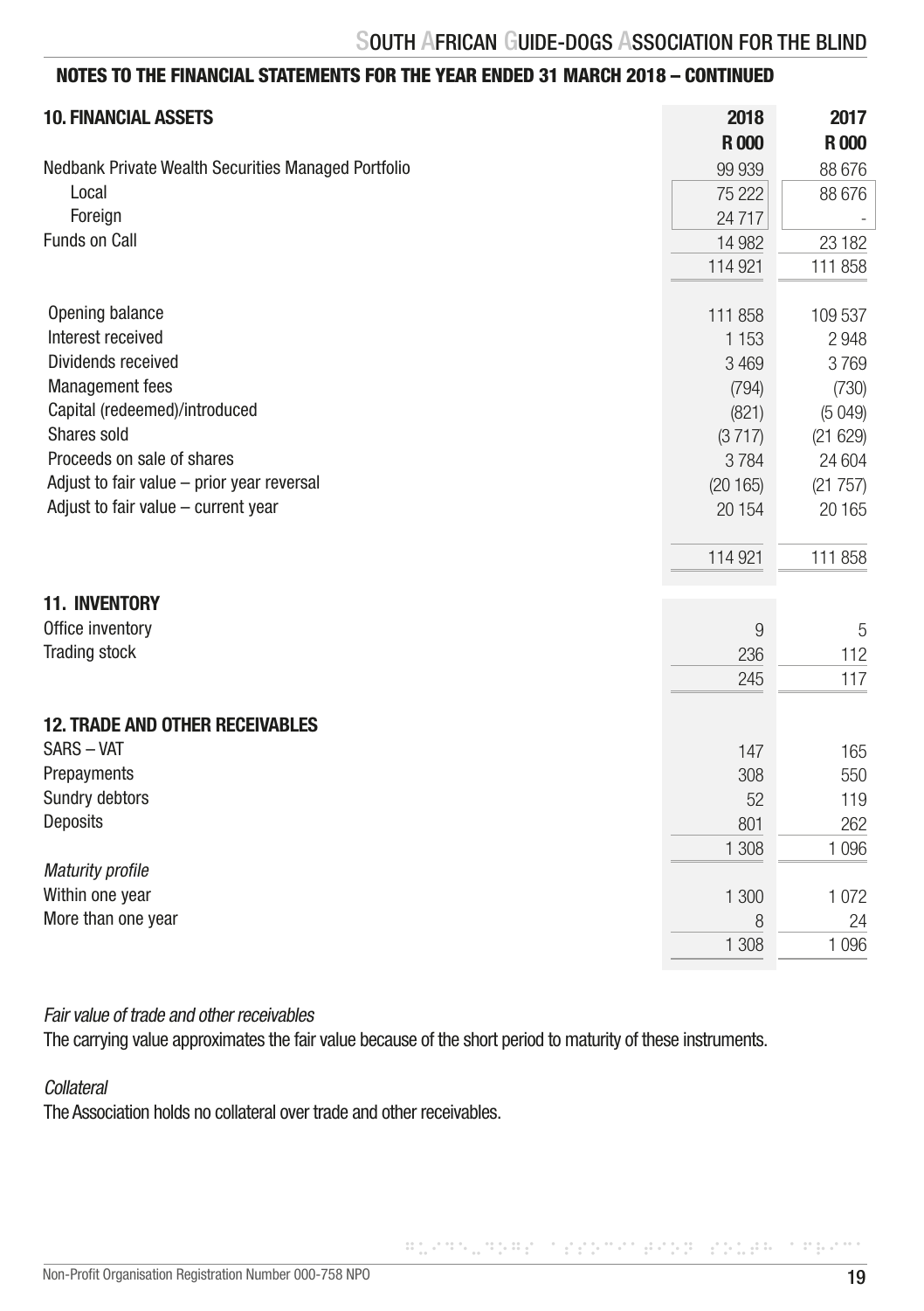## NOTES TO THE FINANCIAL STATEMENTS FOR THE YEAR ENDED 31 MARCH 2018 – CONTINUED

| 10. FINANCIAL ASSETS | 2018 | 2017 |
|---|---|---|
| | R 000 | R 000 |
| Nedbank Private Wealth Securities Managed Portfolio | 99 939 | 88 676 |
| Local | 75 222 | 88 676 |
| Foreign | 24 717 | - |
| Funds on Call | 14 982 | 23 182 |
| | 114 921 | 111 858 |
| Opening balance | 111 858 | 109 537 |
| Interest received | 1 153 | 2 948 |
| Dividends received | 3 469 | 3 769 |
| Management fees | (794) | (730) |
| Capital (redeemed)/introduced | (821) | (5 049) |
| Shares sold | (3 717) | (21 629) |
| Proceeds on sale of shares | 3 784 | 24 604 |
| Adjust to fair value – prior year reversal | (20 165) | (21 757) |
| Adjust to fair value – current year | 20 154 | 20 165 |
| | 114 921 | 111 858 |

| 11. INVENTORY | 2018 | 2017 |
|---|---|---|
| Office inventory | 9 | 5 |
| Trading stock | 236 | 112 |
| | 245 | 117 |

| 12. TRADE AND OTHER RECEIVABLES | 2018 | 2017 |
|---|---|---|
| SARS – VAT | 147 | 165 |
| Prepayments | 308 | 550 |
| Sundry debtors | 52 | 119 |
| Deposits | 801 | 262 |
| | 1 308 | 1 096 |
| *Maturity profile* | | |
| Within one year | 1 300 | 1 072 |
| More than one year | 8 | 24 |
| | 1 308 | 1 096 |

*Fair value of trade and other receivables*

The carrying value approximates the fair value because of the short period to maturity of these instruments.

*Collateral*

The Association holds no collateral over trade and other receivables.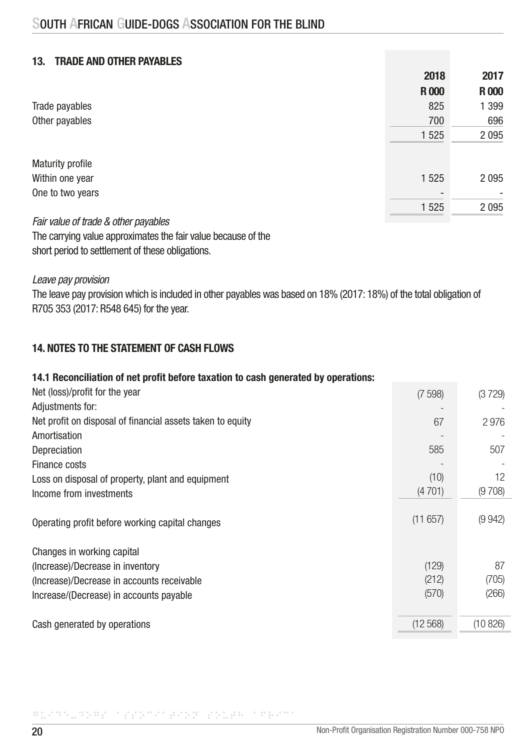## 13. TRADE AND OTHER PAYABLES

| | 2018 | 2017 |
|---|---|---|
| | R 000 | R 000 |
| Trade payables | 825 | 1 399 |
| Other payables | 700 | 696 |
| | 1 525 | 2 095 |
| | | |
| Maturity profile | | |
| Within one year | 1 525 | 2 095 |
| One to two years | - | - |
| | 1 525 | 2 095 |

*Fair value of trade & other payables*

The carrying value approximates the fair value because of the short period to settlement of these obligations.

*Leave pay provision*

The leave pay provision which is included in other payables was based on 18% (2017: 18%) of the total obligation of R705 353 (2017: R548 645) for the year.

## 14. NOTES TO THE STATEMENT OF CASH FLOWS

### 14.1 Reconciliation of net profit before taxation to cash generated by operations:

| | 2018 | 2017 |
|---|---|---|
| Net (loss)/profit for the year | (7 598) | (3 729) |
| Adjustments for: | - | - |
| Net profit on disposal of financial assets taken to equity | 67 | 2 976 |
| Amortisation | - | - |
| Depreciation | 585 | 507 |
| Finance costs | - | - |
| Loss on disposal of property, plant and equipment | (10) | 12 |
| Income from investments | (4 701) | (9 708) |
| | | |
| Operating profit before working capital changes | (11 657) | (9 942) |
| | | |
| Changes in working capital | | |
| (Increase)/Decrease in inventory | (129) | 87 |
| (Increase)/Decrease in accounts receivable | (212) | (705) |
| Increase/(Decrease) in accounts payable | (570) | (266) |
| | | |
| Cash generated by operations | (12 568) | (10 826) |

Non-Profit Organisation Registration Number 000-758 NPO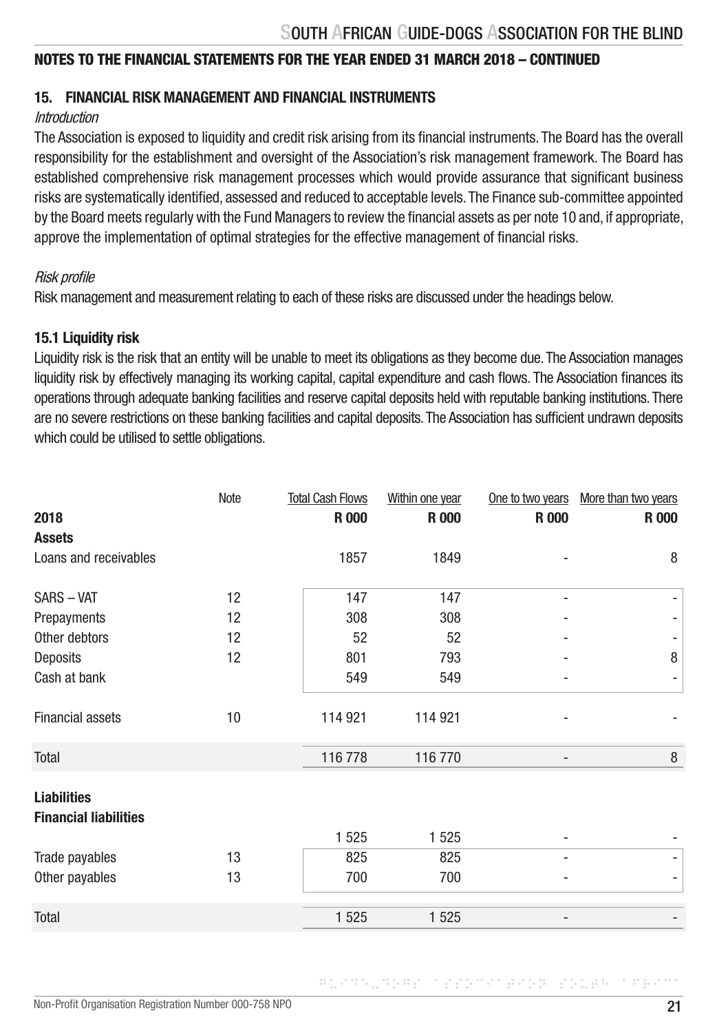## NOTES TO THE FINANCIAL STATEMENTS FOR THE YEAR ENDED 31 MARCH 2018 – CONTINUED

### 15. FINANCIAL RISK MANAGEMENT AND FINANCIAL INSTRUMENTS

*Introduction*

The Association is exposed to liquidity and credit risk arising from its financial instruments. The Board has the overall responsibility for the establishment and oversight of the Association's risk management framework. The Board has established comprehensive risk management processes which would provide assurance that significant business risks are systematically identified, assessed and reduced to acceptable levels. The Finance sub-committee appointed by the Board meets regularly with the Fund Managers to review the financial assets as per note 10 and, if appropriate, approve the implementation of optimal strategies for the effective management of financial risks.

*Risk profile*

Risk management and measurement relating to each of these risks are discussed under the headings below.

#### 15.1 Liquidity risk

Liquidity risk is the risk that an entity will be unable to meet its obligations as they become due. The Association manages liquidity risk by effectively managing its working capital, capital expenditure and cash flows. The Association finances its operations through adequate banking facilities and reserve capital deposits held with reputable banking institutions. There are no severe restrictions on these banking facilities and capital deposits. The Association has sufficient undrawn deposits which could be utilised to settle obligations.

| | Note | Total Cash Flows | Within one year | One to two years | More than two years |
|---|---|---|---|---|---|
| **2018** | | **R 000** | **R 000** | **R 000** | **R 000** |
| **Assets** | | | | | |
| Loans and receivables | | 1857 | 1849 | - | 8 |
| SARS – VAT | 12 | 147 | 147 | - | - |
| Prepayments | 12 | 308 | 308 | - | - |
| Other debtors | 12 | 52 | 52 | - | - |
| Deposits | 12 | 801 | 793 | - | 8 |
| Cash at bank | | 549 | 549 | - | - |
| Financial assets | 10 | 114 921 | 114 921 | - | - |
| Total | | 116 778 | 116 770 | - | 8 |
| **Liabilities** | | | | | |
| **Financial liabilities** | | | | | |
| | | 1 525 | 1 525 | - | - |
| Trade payables | 13 | 825 | 825 | - | - |
| Other payables | 13 | 700 | 700 | - | - |
| Total | | 1 525 | 1 525 | - | - |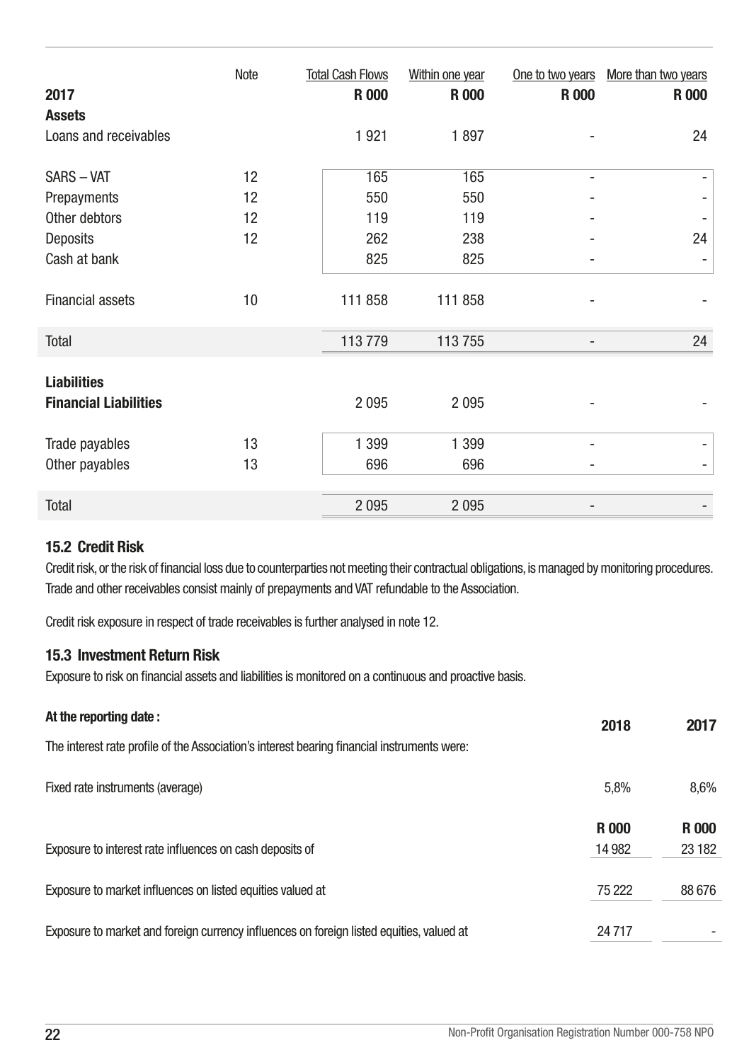| 2017 | Note | Total Cash Flows R 000 | Within one year R 000 | One to two years R 000 | More than two years R 000 |
|---|---|---|---|---|---|
| **Assets** | | | | | |
| Loans and receivables | | 1 921 | 1 897 | - | 24 |
| SARS – VAT | 12 | 165 | 165 | - | - |
| Prepayments | 12 | 550 | 550 | - | - |
| Other debtors | 12 | 119 | 119 | - | - |
| Deposits | 12 | 262 | 238 | - | 24 |
| Cash at bank | | 825 | 825 | - | - |
| Financial assets | 10 | 111 858 | 111 858 | - | - |
| Total | | 113 779 | 113 755 | - | 24 |
| **Liabilities** | | | | | |
| **Financial Liabilities** | | 2 095 | 2 095 | - | - |
| Trade payables | 13 | 1 399 | 1 399 | - | - |
| Other payables | 13 | 696 | 696 | - | - |
| Total | | 2 095 | 2 095 | - | - |

### 15.2 Credit Risk

Credit risk, or the risk of financial loss due to counterparties not meeting their contractual obligations, is managed by monitoring procedures. Trade and other receivables consist mainly of prepayments and VAT refundable to the Association.

Credit risk exposure in respect of trade receivables is further analysed in note 12.

### 15.3 Investment Return Risk

Exposure to risk on financial assets and liabilities is monitored on a continuous and proactive basis.

| **At the reporting date :** | 2018 | 2017 |
|---|---|---|
| The interest rate profile of the Association's interest bearing financial instruments were: | | |
| Fixed rate instruments (average) | 5,8% | 8,6% |
| | **R 000** | **R 000** |
| Exposure to interest rate influences on cash deposits of | 14 982 | 23 182 |
| Exposure to market influences on listed equities valued at | 75 222 | 88 676 |
| Exposure to market and foreign currency influences on foreign listed equities, valued at | 24 717 | - |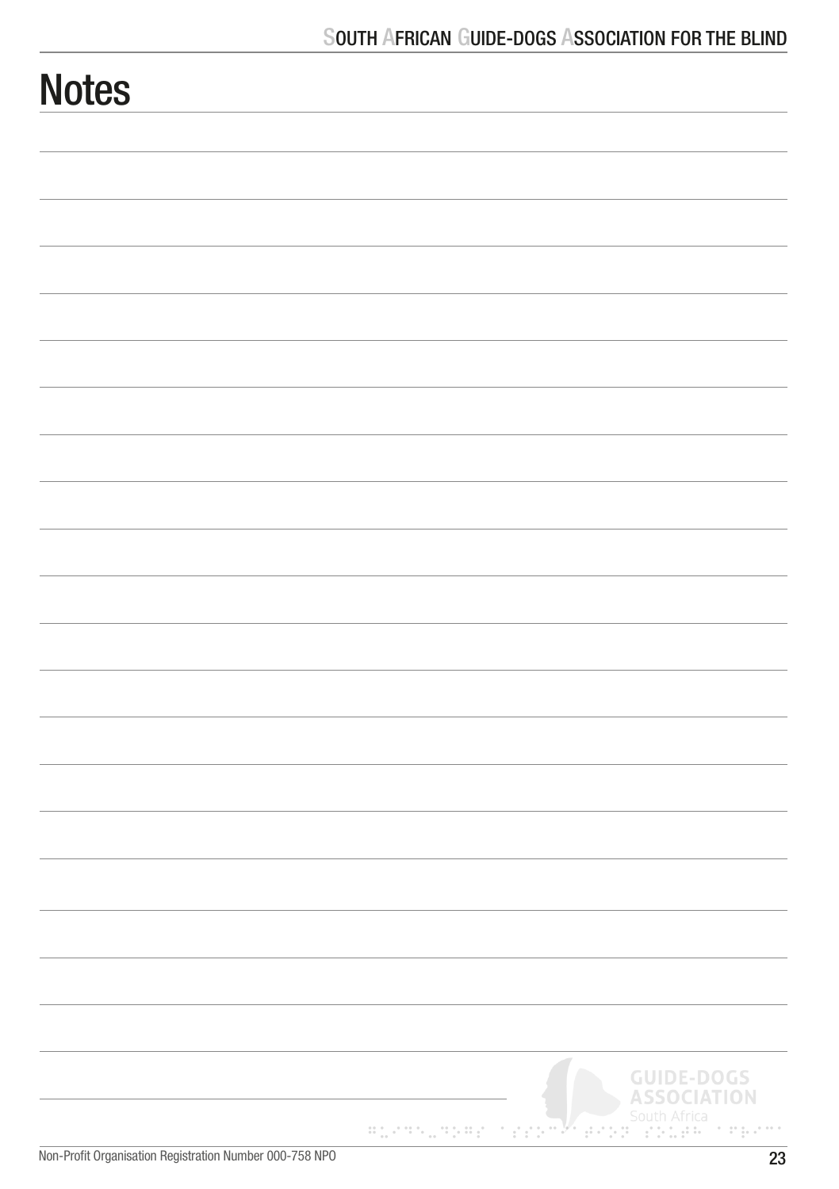# Notes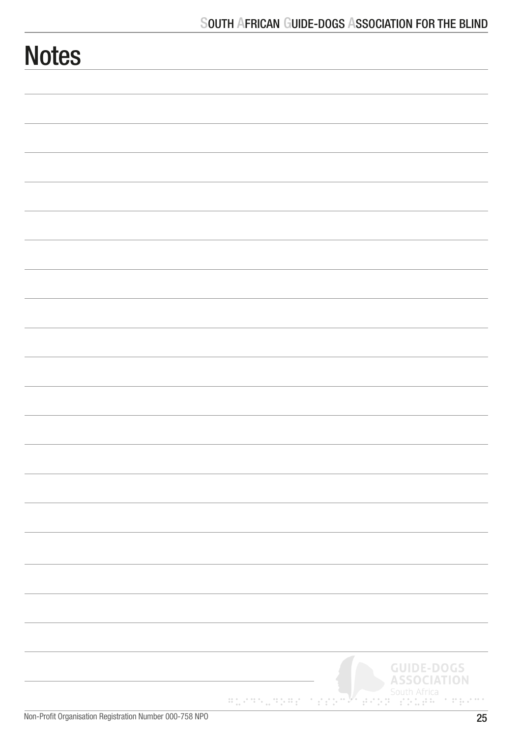# Notes

GUIDE-DOGS ASSOCIATION South Africa

Non-Profit Organisation Registration Number 000-758 NPO